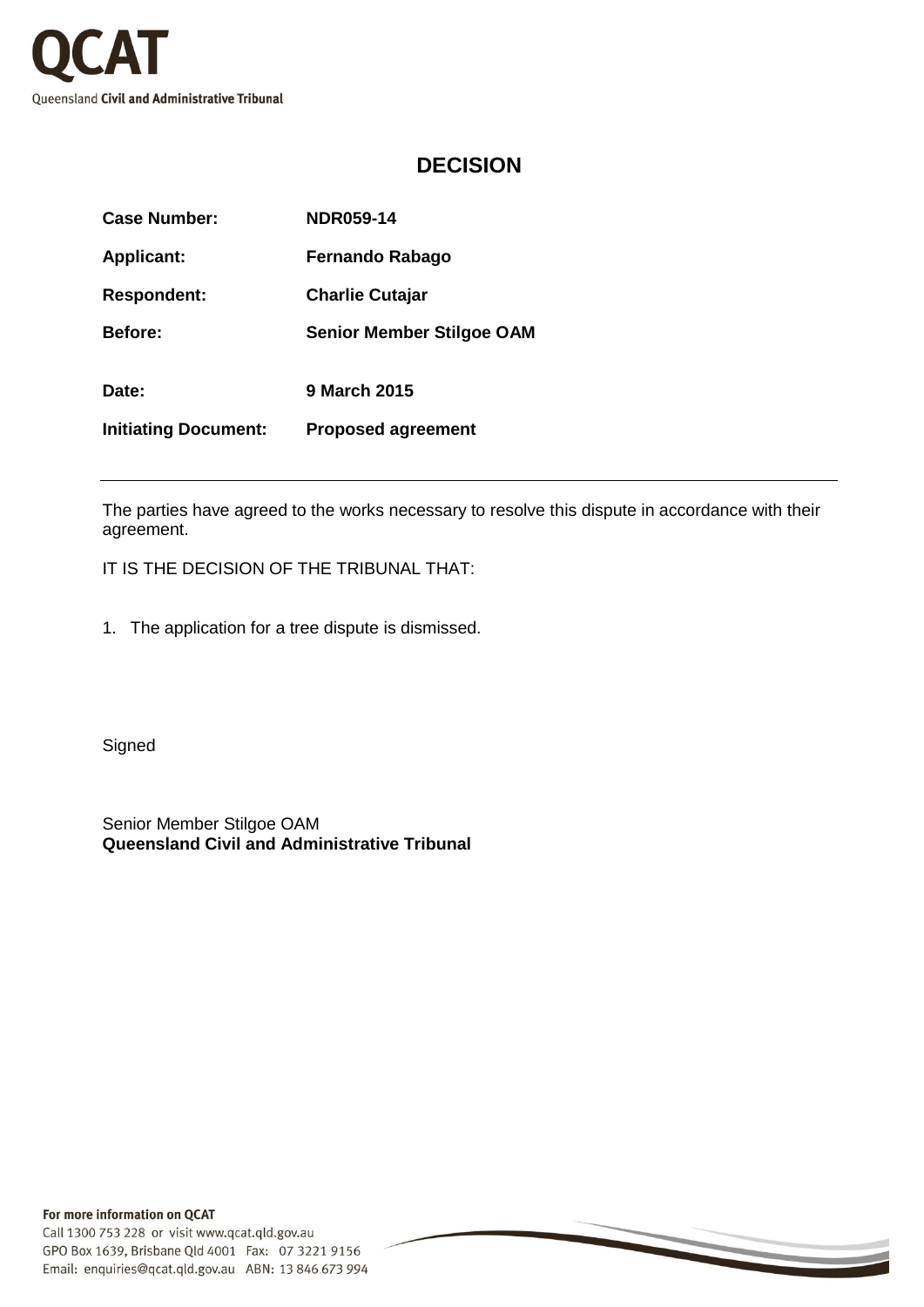QCAT

Queensland **Civil and Administrative Tribunal**

## DECISION

| | |
|---|---|
| **Case Number:** | **NDR059-14** |
| **Applicant:** | **Fernando Rabago** |
| **Respondent:** | **Charlie Cutajar** |
| **Before:** | **Senior Member Stilgoe OAM** |
| **Date:** | **9 March 2015** |
| **Initiating Document:** | **Proposed agreement** |

---

The parties have agreed to the works necessary to resolve this dispute in accordance with their agreement.

IT IS THE DECISION OF THE TRIBUNAL THAT:

1. The application for a tree dispute is dismissed.

Signed

Senior Member Stilgoe OAM
**Queensland Civil and Administrative Tribunal**

**For more information on QCAT**
Call 1300 753 228 or visit www.qcat.qld.gov.au
GPO Box 1639, Brisbane Qld 4001 Fax: 07 3221 9156
Email: enquiries@qcat.qld.gov.au ABN: 13 846 673 994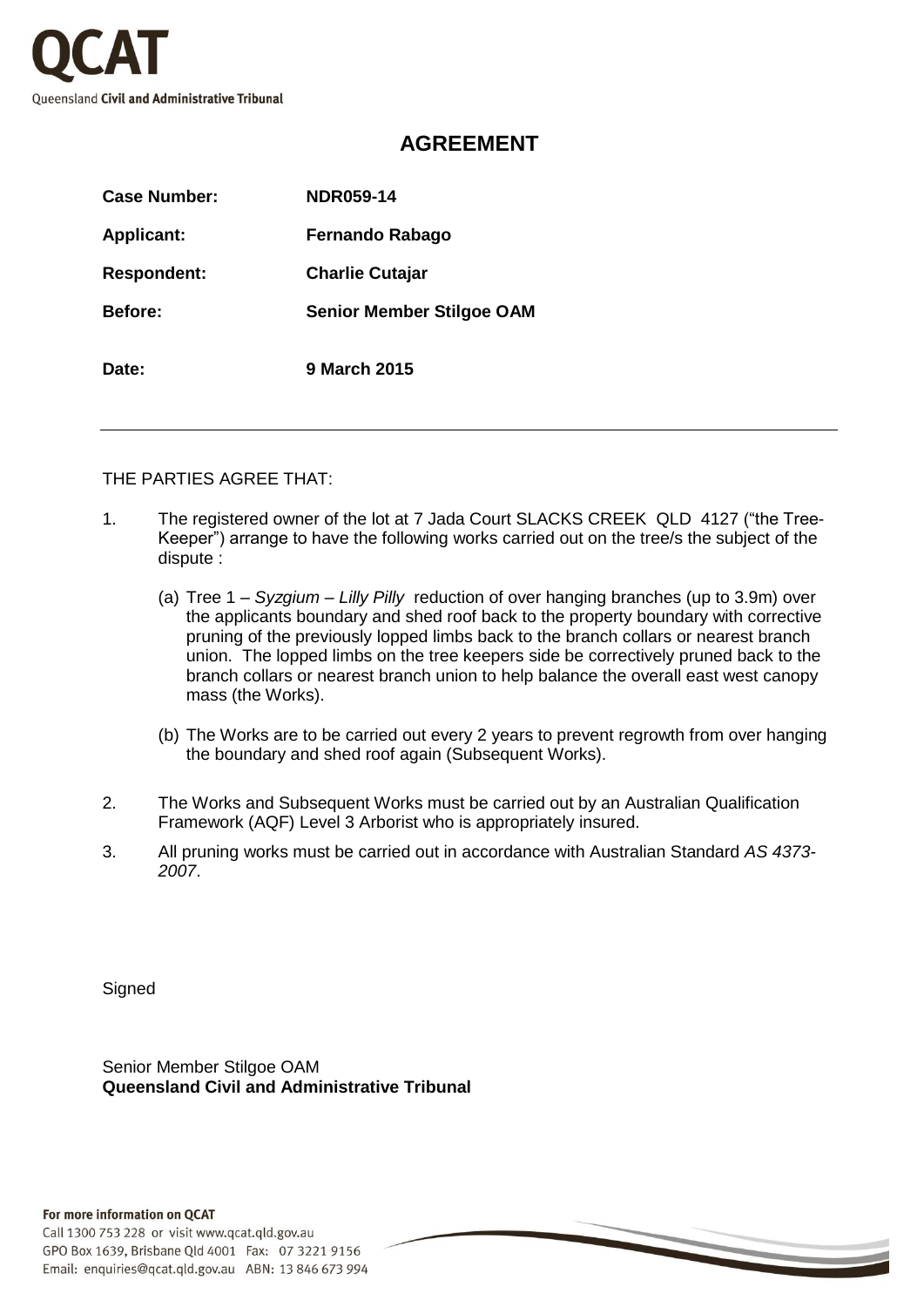QCAT

Queensland **Civil and Administrative Tribunal**

# AGREEMENT

| | |
|---|---|
| **Case Number:** | **NDR059-14** |
| **Applicant:** | **Fernando Rabago** |
| **Respondent:** | **Charlie Cutajar** |
| **Before:** | **Senior Member Stilgoe OAM** |
| **Date:** | **9 March 2015** |

---

THE PARTIES AGREE THAT:

1. The registered owner of the lot at 7 Jada Court SLACKS CREEK QLD 4127 ("the Tree-Keeper") arrange to have the following works carried out on the tree/s the subject of the dispute :

   (a) Tree 1 – *Syzgium – Lilly Pilly* reduction of over hanging branches (up to 3.9m) over the applicants boundary and shed roof back to the property boundary with corrective pruning of the previously lopped limbs back to the branch collars or nearest branch union. The lopped limbs on the tree keepers side be correctively pruned back to the branch collars or nearest branch union to help balance the overall east west canopy mass (the Works).

   (b) The Works are to be carried out every 2 years to prevent regrowth from over hanging the boundary and shed roof again (Subsequent Works).

2. The Works and Subsequent Works must be carried out by an Australian Qualification Framework (AQF) Level 3 Arborist who is appropriately insured.

3. All pruning works must be carried out in accordance with Australian Standard *AS 4373-2007*.

Signed

Senior Member Stilgoe OAM
**Queensland Civil and Administrative Tribunal**

**For more information on QCAT**
Call 1300 753 228 or visit www.qcat.qld.gov.au
GPO Box 1639, Brisbane Qld 4001 Fax: 07 3221 9156
Email: enquiries@qcat.qld.gov.au ABN: 13 846 673 994